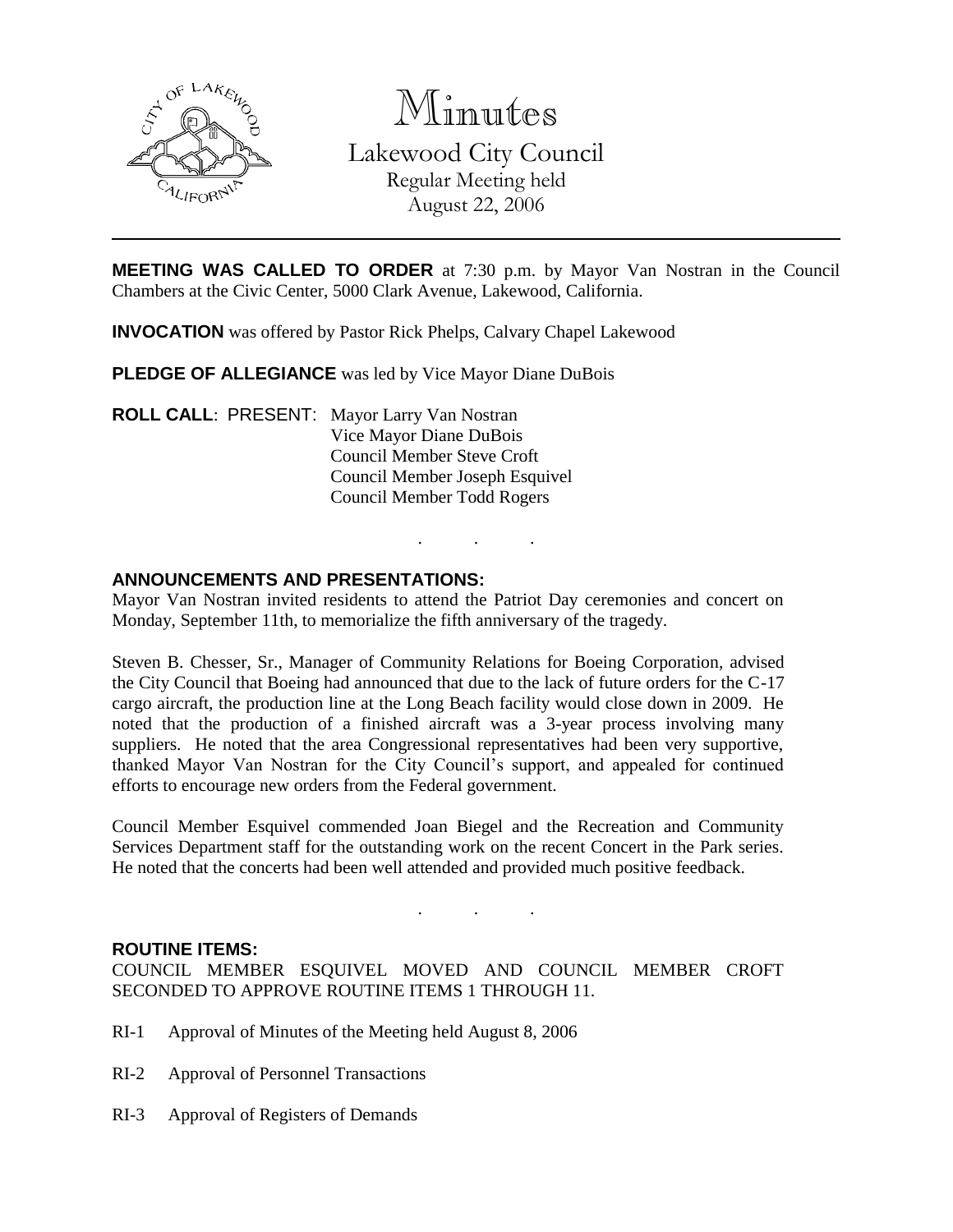# Minutes

Lakewood City Council
Regular Meeting held
August 22, 2006

**MEETING WAS CALLED TO ORDER** at 7:30 p.m. by Mayor Van Nostran in the Council Chambers at the Civic Center, 5000 Clark Avenue, Lakewood, California.

**INVOCATION** was offered by Pastor Rick Phelps, Calvary Chapel Lakewood

**PLEDGE OF ALLEGIANCE** was led by Vice Mayor Diane DuBois

**ROLL CALL**: PRESENT: Mayor Larry Van Nostran
Vice Mayor Diane DuBois
Council Member Steve Croft
Council Member Joseph Esquivel
Council Member Todd Rogers

. . .

**ANNOUNCEMENTS AND PRESENTATIONS:**
Mayor Van Nostran invited residents to attend the Patriot Day ceremonies and concert on Monday, September 11th, to memorialize the fifth anniversary of the tragedy.

Steven B. Chesser, Sr., Manager of Community Relations for Boeing Corporation, advised the City Council that Boeing had announced that due to the lack of future orders for the C-17 cargo aircraft, the production line at the Long Beach facility would close down in 2009. He noted that the production of a finished aircraft was a 3-year process involving many suppliers. He noted that the area Congressional representatives had been very supportive, thanked Mayor Van Nostran for the City Council's support, and appealed for continued efforts to encourage new orders from the Federal government.

Council Member Esquivel commended Joan Biegel and the Recreation and Community Services Department staff for the outstanding work on the recent Concert in the Park series. He noted that the concerts had been well attended and provided much positive feedback.

. . .

**ROUTINE ITEMS:**
COUNCIL MEMBER ESQUIVEL MOVED AND COUNCIL MEMBER CROFT SECONDED TO APPROVE ROUTINE ITEMS 1 THROUGH 11.

RI-1 Approval of Minutes of the Meeting held August 8, 2006

RI-2 Approval of Personnel Transactions

RI-3 Approval of Registers of Demands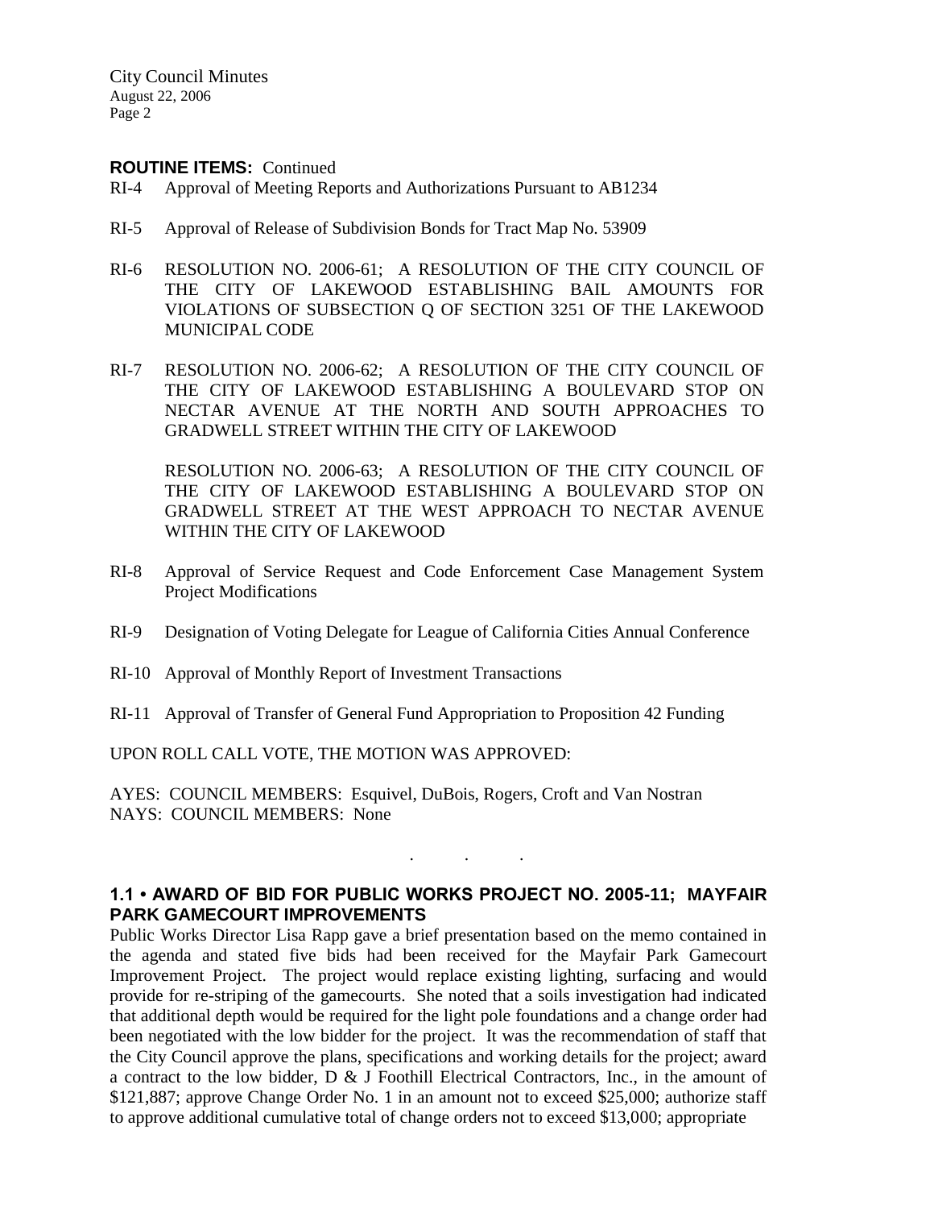**ROUTINE ITEMS:** Continued

RI-4 Approval of Meeting Reports and Authorizations Pursuant to AB1234

RI-5 Approval of Release of Subdivision Bonds for Tract Map No. 53909

RI-6 RESOLUTION NO. 2006-61; A RESOLUTION OF THE CITY COUNCIL OF THE CITY OF LAKEWOOD ESTABLISHING BAIL AMOUNTS FOR VIOLATIONS OF SUBSECTION Q OF SECTION 3251 OF THE LAKEWOOD MUNICIPAL CODE

RI-7 RESOLUTION NO. 2006-62; A RESOLUTION OF THE CITY COUNCIL OF THE CITY OF LAKEWOOD ESTABLISHING A BOULEVARD STOP ON NECTAR AVENUE AT THE NORTH AND SOUTH APPROACHES TO GRADWELL STREET WITHIN THE CITY OF LAKEWOOD

RESOLUTION NO. 2006-63; A RESOLUTION OF THE CITY COUNCIL OF THE CITY OF LAKEWOOD ESTABLISHING A BOULEVARD STOP ON GRADWELL STREET AT THE WEST APPROACH TO NECTAR AVENUE WITHIN THE CITY OF LAKEWOOD

RI-8 Approval of Service Request and Code Enforcement Case Management System Project Modifications

RI-9 Designation of Voting Delegate for League of California Cities Annual Conference

RI-10 Approval of Monthly Report of Investment Transactions

RI-11 Approval of Transfer of General Fund Appropriation to Proposition 42 Funding

UPON ROLL CALL VOTE, THE MOTION WAS APPROVED:

AYES: COUNCIL MEMBERS: Esquivel, DuBois, Rogers, Croft and Van Nostran
NAYS: COUNCIL MEMBERS: None

. . .

**1.1 • AWARD OF BID FOR PUBLIC WORKS PROJECT NO. 2005-11; MAYFAIR PARK GAMECOURT IMPROVEMENTS**

Public Works Director Lisa Rapp gave a brief presentation based on the memo contained in the agenda and stated five bids had been received for the Mayfair Park Gamecourt Improvement Project. The project would replace existing lighting, surfacing and would provide for re-striping of the gamecourts. She noted that a soils investigation had indicated that additional depth would be required for the light pole foundations and a change order had been negotiated with the low bidder for the project. It was the recommendation of staff that the City Council approve the plans, specifications and working details for the project; award a contract to the low bidder, D & J Foothill Electrical Contractors, Inc., in the amount of $121,887; approve Change Order No. 1 in an amount not to exceed $25,000; authorize staff to approve additional cumulative total of change orders not to exceed $13,000; appropriate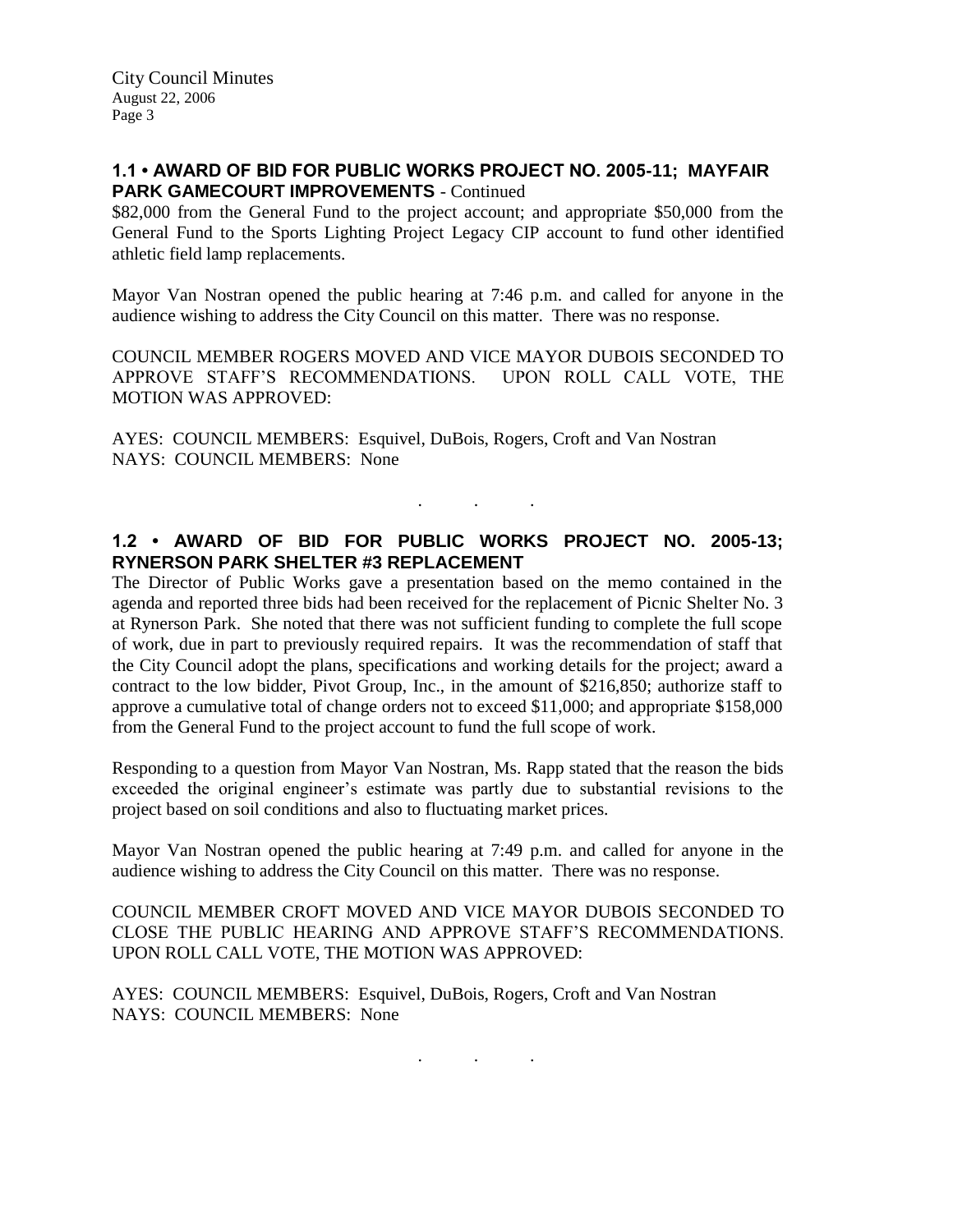## 1.1 • AWARD OF BID FOR PUBLIC WORKS PROJECT NO. 2005-11; MAYFAIR PARK GAMECOURT IMPROVEMENTS - Continued

$82,000 from the General Fund to the project account; and appropriate $50,000 from the General Fund to the Sports Lighting Project Legacy CIP account to fund other identified athletic field lamp replacements.

Mayor Van Nostran opened the public hearing at 7:46 p.m. and called for anyone in the audience wishing to address the City Council on this matter. There was no response.

COUNCIL MEMBER ROGERS MOVED AND VICE MAYOR DUBOIS SECONDED TO APPROVE STAFF'S RECOMMENDATIONS. UPON ROLL CALL VOTE, THE MOTION WAS APPROVED:

AYES: COUNCIL MEMBERS: Esquivel, DuBois, Rogers, Croft and Van Nostran
NAYS: COUNCIL MEMBERS: None

. . .

## 1.2 • AWARD OF BID FOR PUBLIC WORKS PROJECT NO. 2005-13; RYNERSON PARK SHELTER #3 REPLACEMENT

The Director of Public Works gave a presentation based on the memo contained in the agenda and reported three bids had been received for the replacement of Picnic Shelter No. 3 at Rynerson Park. She noted that there was not sufficient funding to complete the full scope of work, due in part to previously required repairs. It was the recommendation of staff that the City Council adopt the plans, specifications and working details for the project; award a contract to the low bidder, Pivot Group, Inc., in the amount of $216,850; authorize staff to approve a cumulative total of change orders not to exceed $11,000; and appropriate $158,000 from the General Fund to the project account to fund the full scope of work.

Responding to a question from Mayor Van Nostran, Ms. Rapp stated that the reason the bids exceeded the original engineer's estimate was partly due to substantial revisions to the project based on soil conditions and also to fluctuating market prices.

Mayor Van Nostran opened the public hearing at 7:49 p.m. and called for anyone in the audience wishing to address the City Council on this matter. There was no response.

COUNCIL MEMBER CROFT MOVED AND VICE MAYOR DUBOIS SECONDED TO CLOSE THE PUBLIC HEARING AND APPROVE STAFF'S RECOMMENDATIONS. UPON ROLL CALL VOTE, THE MOTION WAS APPROVED:

AYES: COUNCIL MEMBERS: Esquivel, DuBois, Rogers, Croft and Van Nostran
NAYS: COUNCIL MEMBERS: None

. . .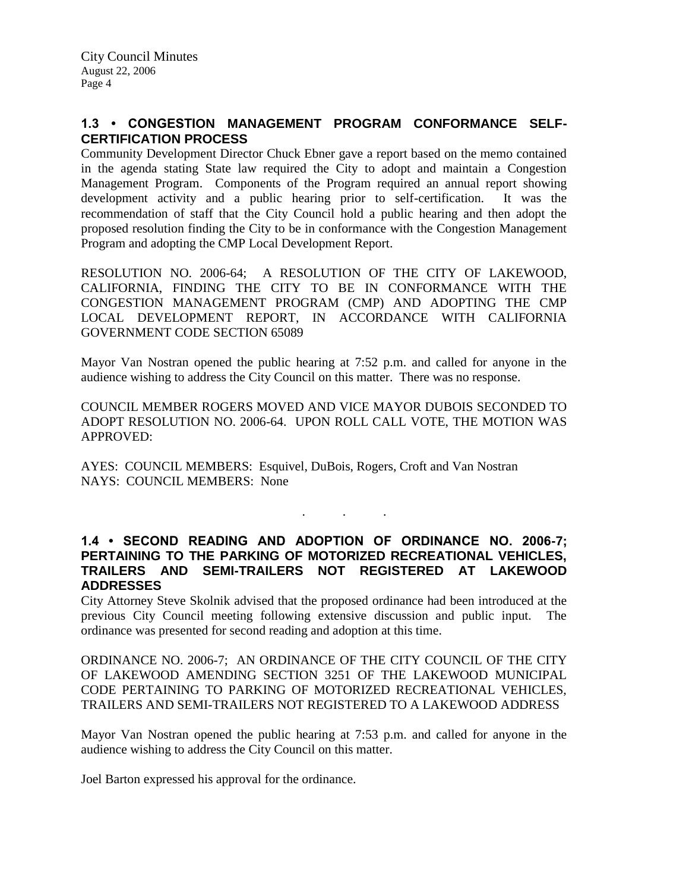### 1.3 • CONGESTION MANAGEMENT PROGRAM CONFORMANCE SELF-CERTIFICATION PROCESS

Community Development Director Chuck Ebner gave a report based on the memo contained in the agenda stating State law required the City to adopt and maintain a Congestion Management Program. Components of the Program required an annual report showing development activity and a public hearing prior to self-certification. It was the recommendation of staff that the City Council hold a public hearing and then adopt the proposed resolution finding the City to be in conformance with the Congestion Management Program and adopting the CMP Local Development Report.

RESOLUTION NO. 2006-64; A RESOLUTION OF THE CITY OF LAKEWOOD, CALIFORNIA, FINDING THE CITY TO BE IN CONFORMANCE WITH THE CONGESTION MANAGEMENT PROGRAM (CMP) AND ADOPTING THE CMP LOCAL DEVELOPMENT REPORT, IN ACCORDANCE WITH CALIFORNIA GOVERNMENT CODE SECTION 65089

Mayor Van Nostran opened the public hearing at 7:52 p.m. and called for anyone in the audience wishing to address the City Council on this matter. There was no response.

COUNCIL MEMBER ROGERS MOVED AND VICE MAYOR DUBOIS SECONDED TO ADOPT RESOLUTION NO. 2006-64. UPON ROLL CALL VOTE, THE MOTION WAS APPROVED:

AYES: COUNCIL MEMBERS: Esquivel, DuBois, Rogers, Croft and Van Nostran
NAYS: COUNCIL MEMBERS: None

. . .

### 1.4 • SECOND READING AND ADOPTION OF ORDINANCE NO. 2006-7; PERTAINING TO THE PARKING OF MOTORIZED RECREATIONAL VEHICLES, TRAILERS AND SEMI-TRAILERS NOT REGISTERED AT LAKEWOOD ADDRESSES

City Attorney Steve Skolnik advised that the proposed ordinance had been introduced at the previous City Council meeting following extensive discussion and public input. The ordinance was presented for second reading and adoption at this time.

ORDINANCE NO. 2006-7; AN ORDINANCE OF THE CITY COUNCIL OF THE CITY OF LAKEWOOD AMENDING SECTION 3251 OF THE LAKEWOOD MUNICIPAL CODE PERTAINING TO PARKING OF MOTORIZED RECREATIONAL VEHICLES, TRAILERS AND SEMI-TRAILERS NOT REGISTERED TO A LAKEWOOD ADDRESS

Mayor Van Nostran opened the public hearing at 7:53 p.m. and called for anyone in the audience wishing to address the City Council on this matter.

Joel Barton expressed his approval for the ordinance.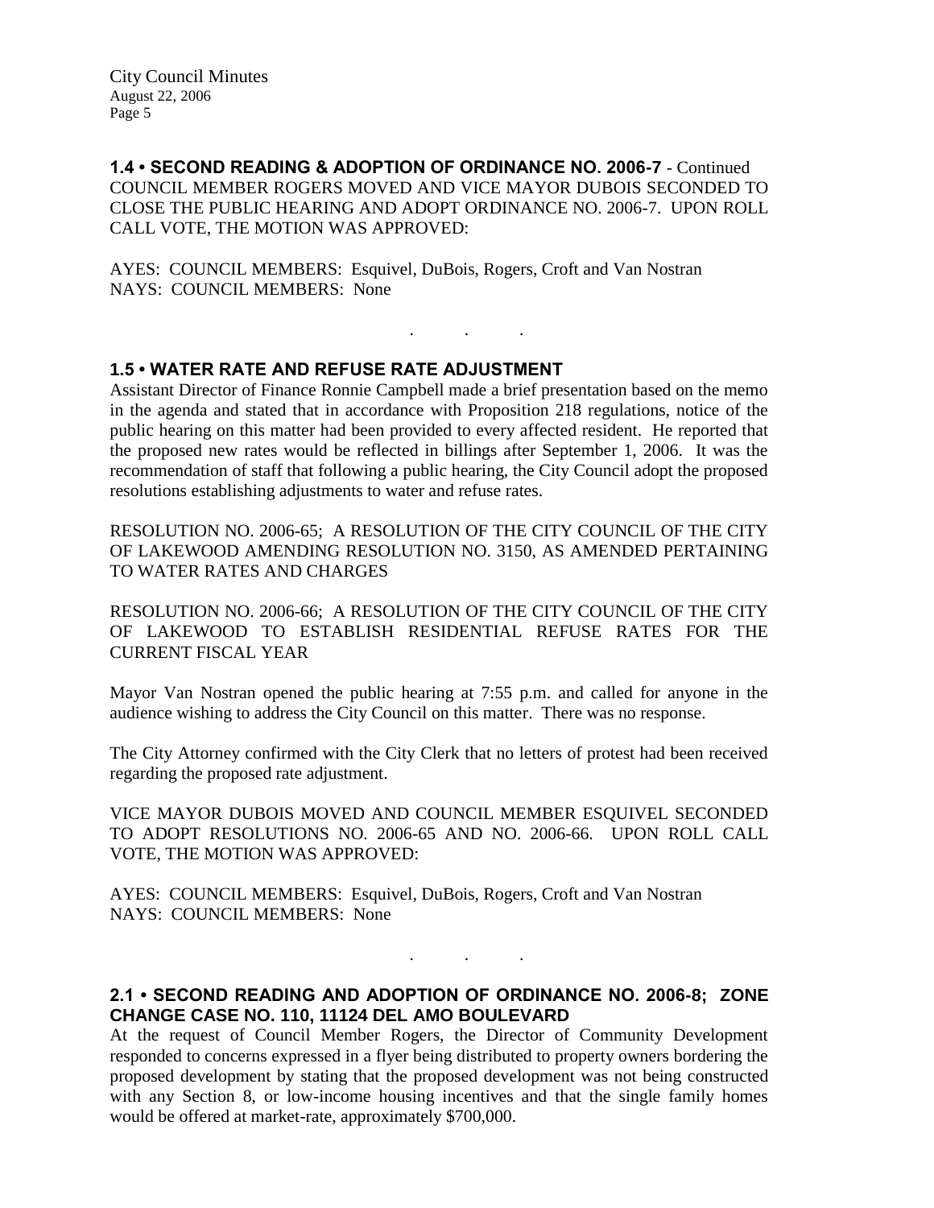**1.4 • SECOND READING & ADOPTION OF ORDINANCE NO. 2006-7** - Continued
COUNCIL MEMBER ROGERS MOVED AND VICE MAYOR DUBOIS SECONDED TO CLOSE THE PUBLIC HEARING AND ADOPT ORDINANCE NO. 2006-7. UPON ROLL CALL VOTE, THE MOTION WAS APPROVED:

AYES: COUNCIL MEMBERS: Esquivel, DuBois, Rogers, Croft and Van Nostran
NAYS: COUNCIL MEMBERS: None

. . .

**1.5 • WATER RATE AND REFUSE RATE ADJUSTMENT**
Assistant Director of Finance Ronnie Campbell made a brief presentation based on the memo in the agenda and stated that in accordance with Proposition 218 regulations, notice of the public hearing on this matter had been provided to every affected resident. He reported that the proposed new rates would be reflected in billings after September 1, 2006. It was the recommendation of staff that following a public hearing, the City Council adopt the proposed resolutions establishing adjustments to water and refuse rates.

RESOLUTION NO. 2006-65; A RESOLUTION OF THE CITY COUNCIL OF THE CITY OF LAKEWOOD AMENDING RESOLUTION NO. 3150, AS AMENDED PERTAINING TO WATER RATES AND CHARGES

RESOLUTION NO. 2006-66; A RESOLUTION OF THE CITY COUNCIL OF THE CITY OF LAKEWOOD TO ESTABLISH RESIDENTIAL REFUSE RATES FOR THE CURRENT FISCAL YEAR

Mayor Van Nostran opened the public hearing at 7:55 p.m. and called for anyone in the audience wishing to address the City Council on this matter. There was no response.

The City Attorney confirmed with the City Clerk that no letters of protest had been received regarding the proposed rate adjustment.

VICE MAYOR DUBOIS MOVED AND COUNCIL MEMBER ESQUIVEL SECONDED TO ADOPT RESOLUTIONS NO. 2006-65 AND NO. 2006-66. UPON ROLL CALL VOTE, THE MOTION WAS APPROVED:

AYES: COUNCIL MEMBERS: Esquivel, DuBois, Rogers, Croft and Van Nostran
NAYS: COUNCIL MEMBERS: None

. . .

**2.1 • SECOND READING AND ADOPTION OF ORDINANCE NO. 2006-8; ZONE CHANGE CASE NO. 110, 11124 DEL AMO BOULEVARD**
At the request of Council Member Rogers, the Director of Community Development responded to concerns expressed in a flyer being distributed to property owners bordering the proposed development by stating that the proposed development was not being constructed with any Section 8, or low-income housing incentives and that the single family homes would be offered at market-rate, approximately $700,000.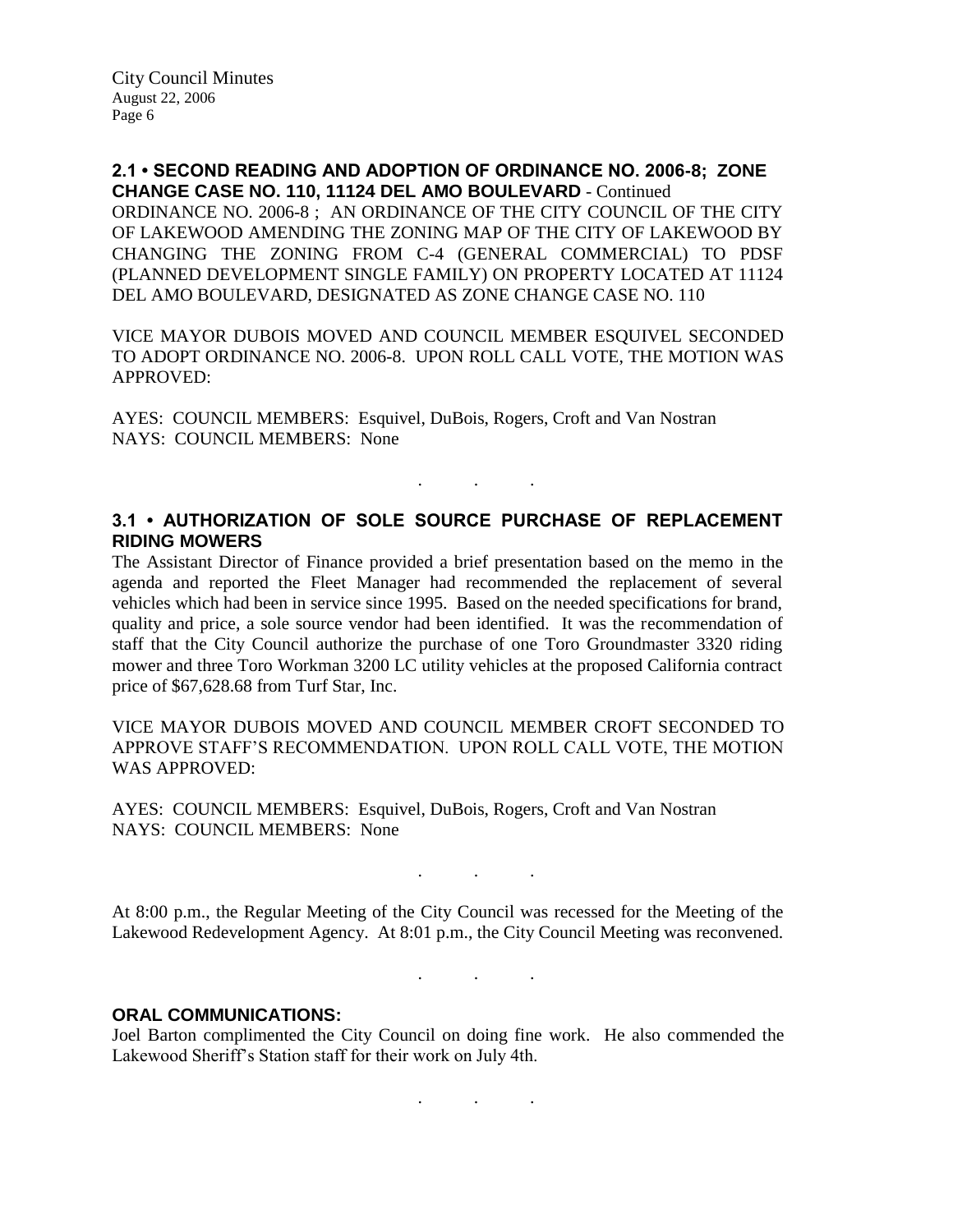**2.1 • SECOND READING AND ADOPTION OF ORDINANCE NO. 2006-8; ZONE CHANGE CASE NO. 110, 11124 DEL AMO BOULEVARD** - Continued

ORDINANCE NO. 2006-8 ; AN ORDINANCE OF THE CITY COUNCIL OF THE CITY OF LAKEWOOD AMENDING THE ZONING MAP OF THE CITY OF LAKEWOOD BY CHANGING THE ZONING FROM C-4 (GENERAL COMMERCIAL) TO PDSF (PLANNED DEVELOPMENT SINGLE FAMILY) ON PROPERTY LOCATED AT 11124 DEL AMO BOULEVARD, DESIGNATED AS ZONE CHANGE CASE NO. 110

VICE MAYOR DUBOIS MOVED AND COUNCIL MEMBER ESQUIVEL SECONDED TO ADOPT ORDINANCE NO. 2006-8. UPON ROLL CALL VOTE, THE MOTION WAS APPROVED:

AYES: COUNCIL MEMBERS: Esquivel, DuBois, Rogers, Croft and Van Nostran
NAYS: COUNCIL MEMBERS: None

. . .

**3.1 • AUTHORIZATION OF SOLE SOURCE PURCHASE OF REPLACEMENT RIDING MOWERS**

The Assistant Director of Finance provided a brief presentation based on the memo in the agenda and reported the Fleet Manager had recommended the replacement of several vehicles which had been in service since 1995. Based on the needed specifications for brand, quality and price, a sole source vendor had been identified. It was the recommendation of staff that the City Council authorize the purchase of one Toro Groundmaster 3320 riding mower and three Toro Workman 3200 LC utility vehicles at the proposed California contract price of $67,628.68 from Turf Star, Inc.

VICE MAYOR DUBOIS MOVED AND COUNCIL MEMBER CROFT SECONDED TO APPROVE STAFF'S RECOMMENDATION. UPON ROLL CALL VOTE, THE MOTION WAS APPROVED:

AYES: COUNCIL MEMBERS: Esquivel, DuBois, Rogers, Croft and Van Nostran
NAYS: COUNCIL MEMBERS: None

. . .

At 8:00 p.m., the Regular Meeting of the City Council was recessed for the Meeting of the Lakewood Redevelopment Agency. At 8:01 p.m., the City Council Meeting was reconvened.

. . .

**ORAL COMMUNICATIONS:**

Joel Barton complimented the City Council on doing fine work. He also commended the Lakewood Sheriff's Station staff for their work on July 4th.

. . .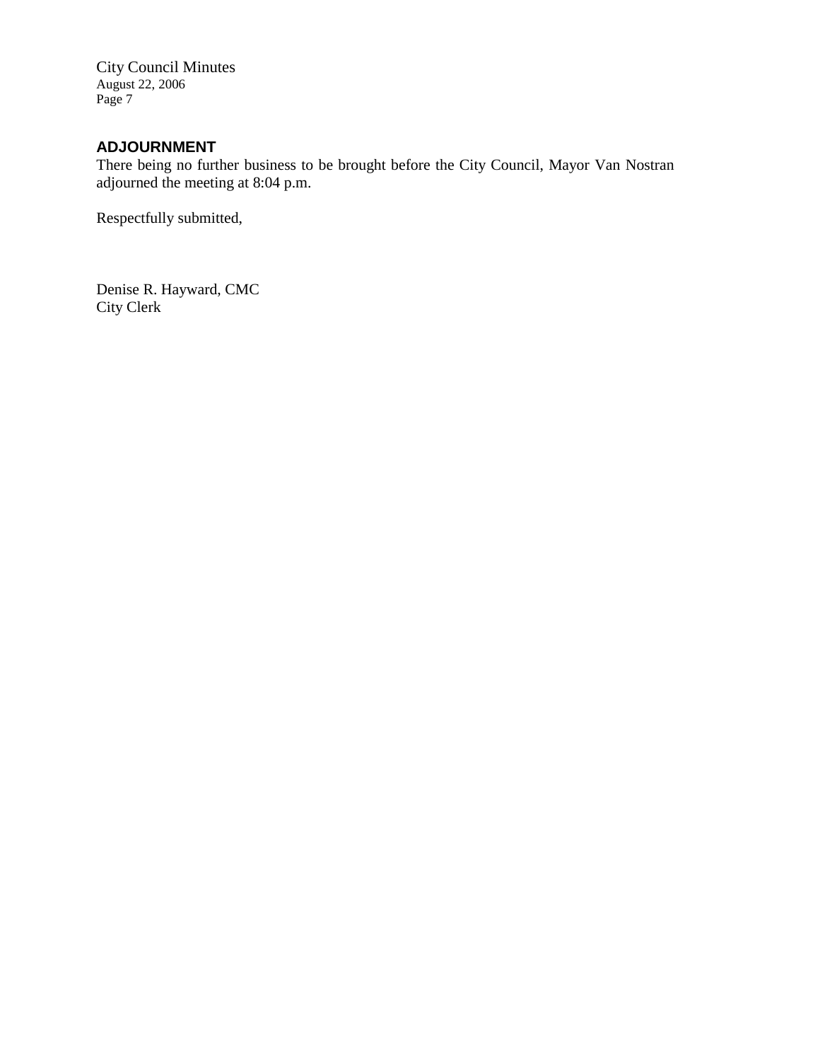## ADJOURNMENT

There being no further business to be brought before the City Council, Mayor Van Nostran adjourned the meeting at 8:04 p.m.

Respectfully submitted,

Denise R. Hayward, CMC
City Clerk